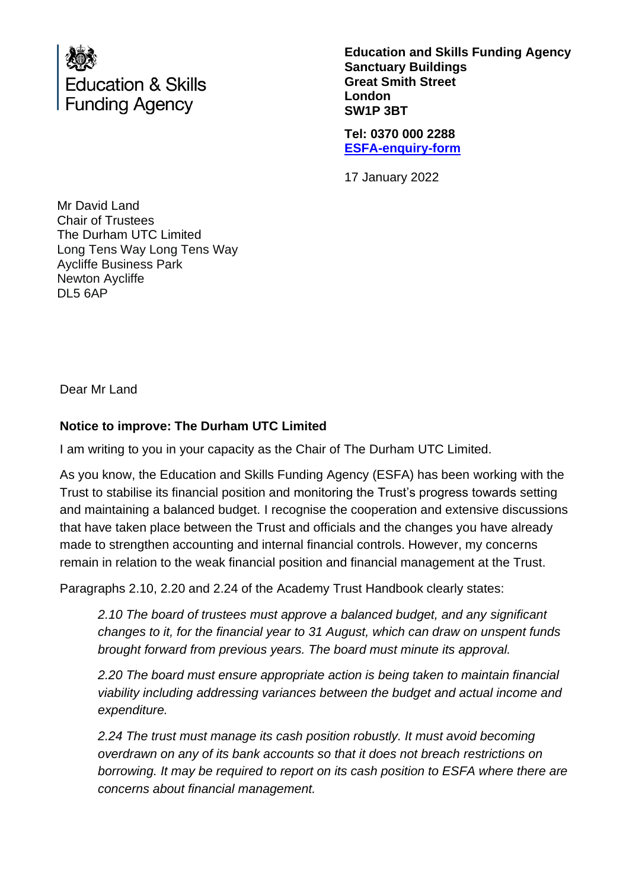Education & Skills Funding Agency

**Education and Skills Funding Agency**
**Sanctuary Buildings**
**Great Smith Street**
**London**
**SW1P 3BT**

**Tel: 0370 000 2288**
**[ESFA-enquiry-form]**

17 January 2022

Mr David Land
Chair of Trustees
The Durham UTC Limited
Long Tens Way Long Tens Way
Aycliffe Business Park
Newton Aycliffe
DL5 6AP

Dear Mr Land

**Notice to improve: The Durham UTC Limited**

I am writing to you in your capacity as the Chair of The Durham UTC Limited.

As you know, the Education and Skills Funding Agency (ESFA) has been working with the Trust to stabilise its financial position and monitoring the Trust's progress towards setting and maintaining a balanced budget. I recognise the cooperation and extensive discussions that have taken place between the Trust and officials and the changes you have already made to strengthen accounting and internal financial controls. However, my concerns remain in relation to the weak financial position and financial management at the Trust.

Paragraphs 2.10, 2.20 and 2.24 of the Academy Trust Handbook clearly states:

> *2.10 The board of trustees must approve a balanced budget, and any significant changes to it, for the financial year to 31 August, which can draw on unspent funds brought forward from previous years. The board must minute its approval.*
>
> *2.20 The board must ensure appropriate action is being taken to maintain financial viability including addressing variances between the budget and actual income and expenditure.*
>
> *2.24 The trust must manage its cash position robustly. It must avoid becoming overdrawn on any of its bank accounts so that it does not breach restrictions on borrowing. It may be required to report on its cash position to ESFA where there are concerns about financial management.*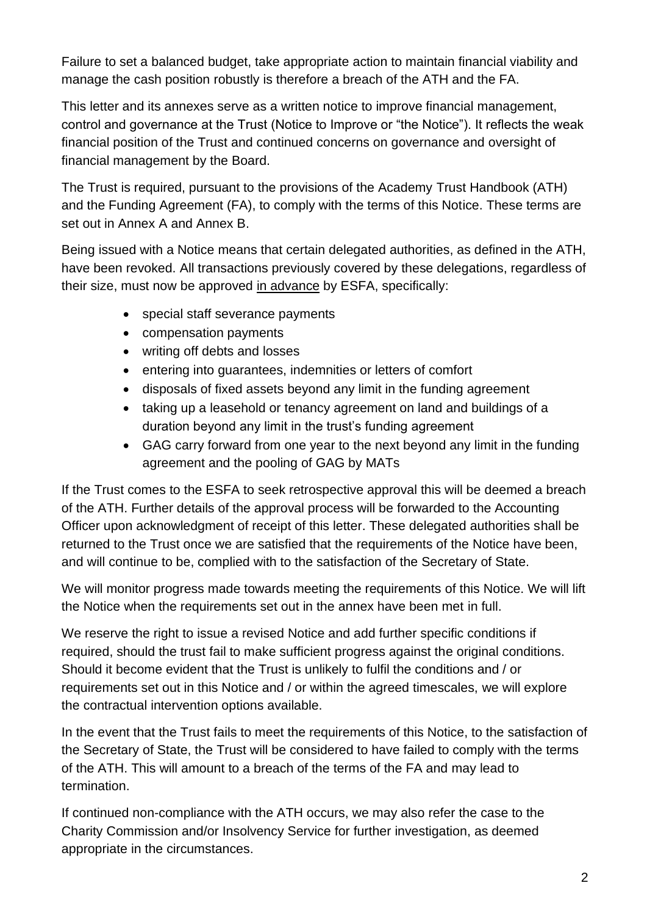Failure to set a balanced budget, take appropriate action to maintain financial viability and manage the cash position robustly is therefore a breach of the ATH and the FA.

This letter and its annexes serve as a written notice to improve financial management, control and governance at the Trust (Notice to Improve or "the Notice"). It reflects the weak financial position of the Trust and continued concerns on governance and oversight of financial management by the Board.

The Trust is required, pursuant to the provisions of the Academy Trust Handbook (ATH) and the Funding Agreement (FA), to comply with the terms of this Notice. These terms are set out in Annex A and Annex B.

Being issued with a Notice means that certain delegated authorities, as defined in the ATH, have been revoked. All transactions previously covered by these delegations, regardless of their size, must now be approved <u>in advance</u> by ESFA, specifically:

- special staff severance payments
- compensation payments
- writing off debts and losses
- entering into guarantees, indemnities or letters of comfort
- disposals of fixed assets beyond any limit in the funding agreement
- taking up a leasehold or tenancy agreement on land and buildings of a duration beyond any limit in the trust's funding agreement
- GAG carry forward from one year to the next beyond any limit in the funding agreement and the pooling of GAG by MATs

If the Trust comes to the ESFA to seek retrospective approval this will be deemed a breach of the ATH. Further details of the approval process will be forwarded to the Accounting Officer upon acknowledgment of receipt of this letter. These delegated authorities shall be returned to the Trust once we are satisfied that the requirements of the Notice have been, and will continue to be, complied with to the satisfaction of the Secretary of State.

We will monitor progress made towards meeting the requirements of this Notice. We will lift the Notice when the requirements set out in the annex have been met in full.

We reserve the right to issue a revised Notice and add further specific conditions if required, should the trust fail to make sufficient progress against the original conditions. Should it become evident that the Trust is unlikely to fulfil the conditions and / or requirements set out in this Notice and / or within the agreed timescales, we will explore the contractual intervention options available.

In the event that the Trust fails to meet the requirements of this Notice, to the satisfaction of the Secretary of State, the Trust will be considered to have failed to comply with the terms of the ATH. This will amount to a breach of the terms of the FA and may lead to termination.

If continued non-compliance with the ATH occurs, we may also refer the case to the Charity Commission and/or Insolvency Service for further investigation, as deemed appropriate in the circumstances.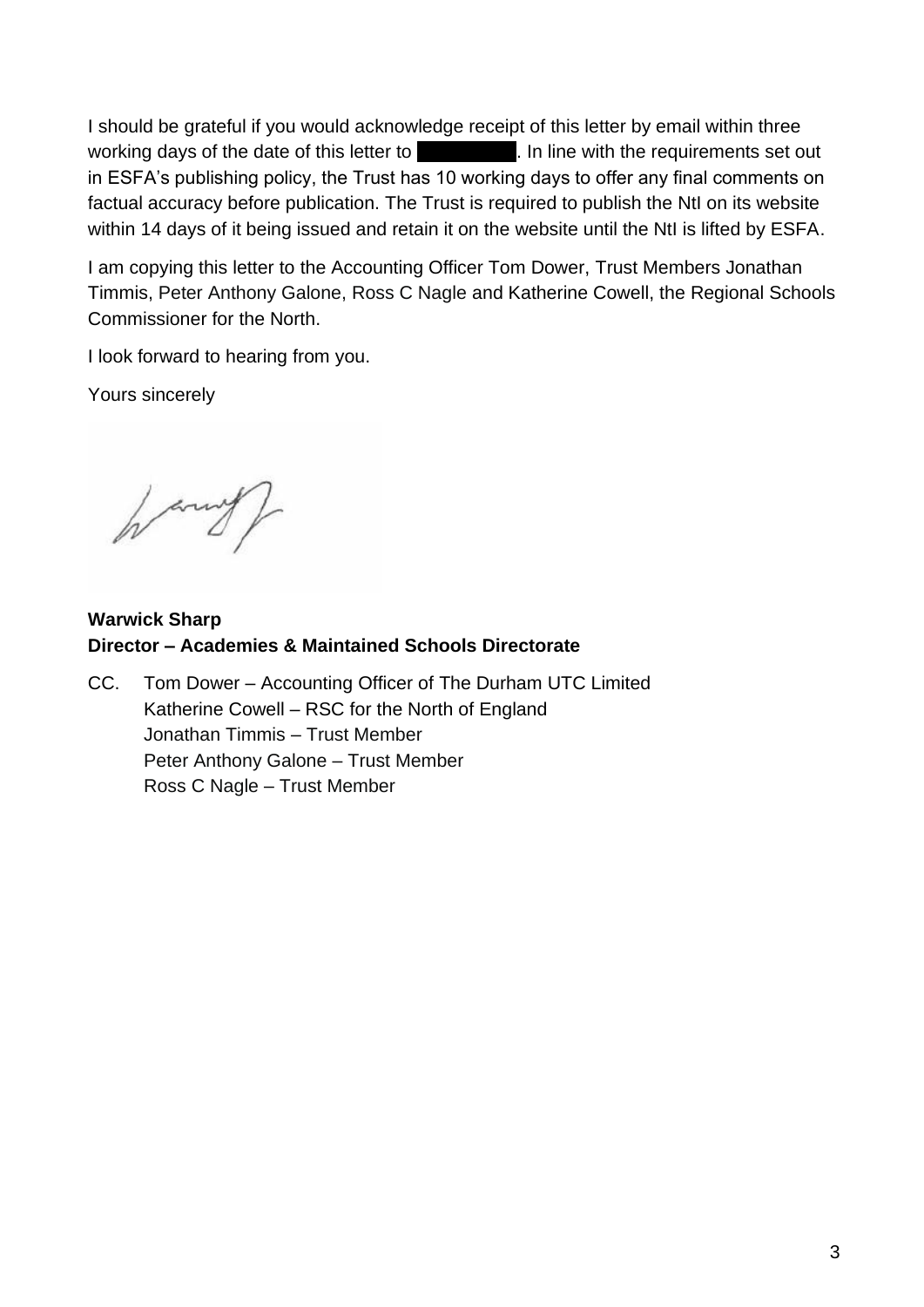I should be grateful if you would acknowledge receipt of this letter by email within three working days of the date of this letter to ██████████. In line with the requirements set out in ESFA's publishing policy, the Trust has 10 working days to offer any final comments on factual accuracy before publication. The Trust is required to publish the NtI on its website within 14 days of it being issued and retain it on the website until the NtI is lifted by ESFA.

I am copying this letter to the Accounting Officer Tom Dower, Trust Members Jonathan Timmis, Peter Anthony Galone, Ross C Nagle and Katherine Cowell, the Regional Schools Commissioner for the North.

I look forward to hearing from you.

Yours sincerely

**Warwick Sharp**
**Director – Academies & Maintained Schools Directorate**

CC. Tom Dower – Accounting Officer of The Durham UTC Limited
Katherine Cowell – RSC for the North of England
Jonathan Timmis – Trust Member
Peter Anthony Galone – Trust Member
Ross C Nagle – Trust Member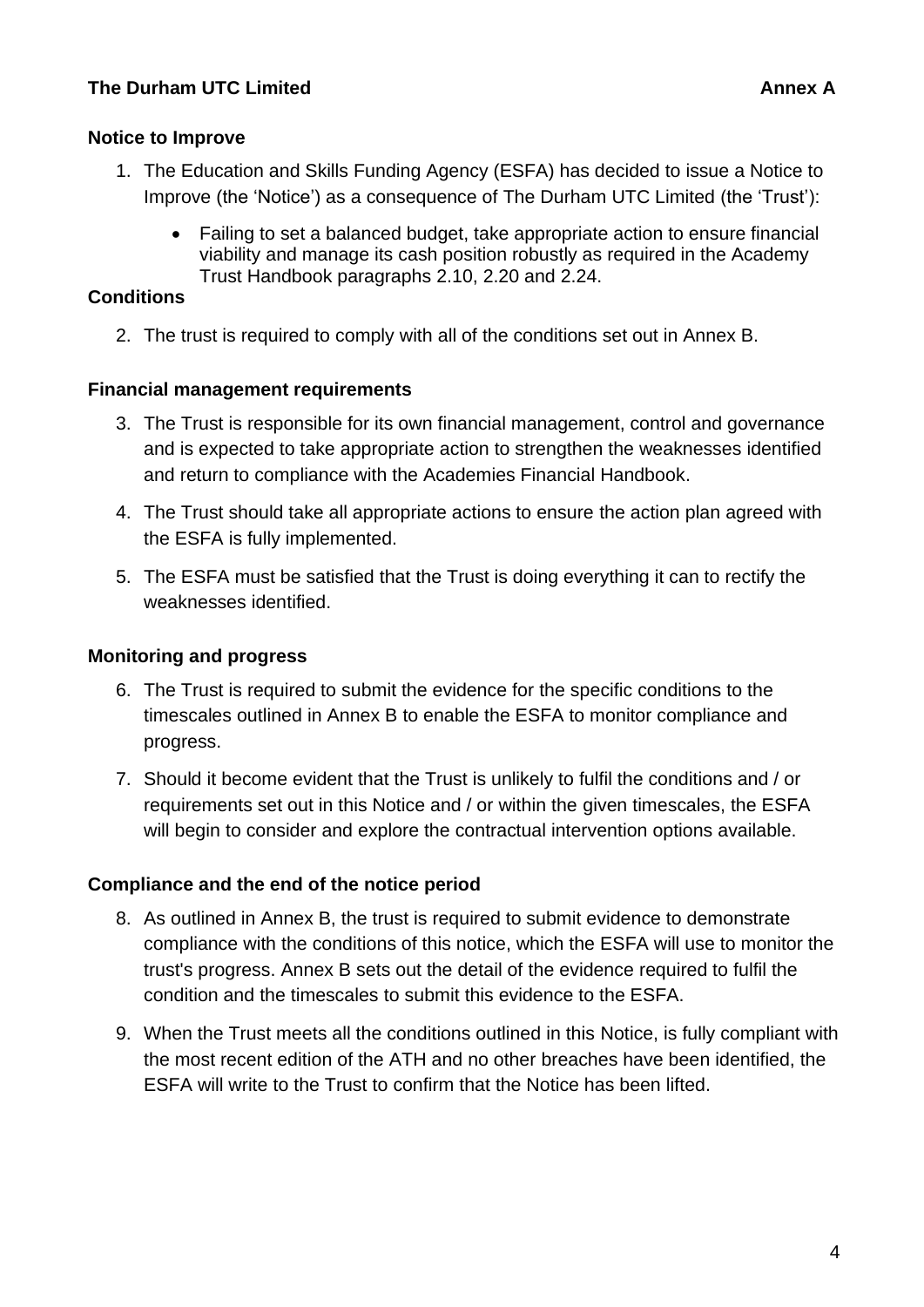**The Durham UTC Limited** **Annex A**

**Notice to Improve**

1. The Education and Skills Funding Agency (ESFA) has decided to issue a Notice to Improve (the 'Notice') as a consequence of The Durham UTC Limited (the 'Trust'):

   - Failing to set a balanced budget, take appropriate action to ensure financial viability and manage its cash position robustly as required in the Academy Trust Handbook paragraphs 2.10, 2.20 and 2.24.

**Conditions**

2. The trust is required to comply with all of the conditions set out in Annex B.

**Financial management requirements**

3. The Trust is responsible for its own financial management, control and governance and is expected to take appropriate action to strengthen the weaknesses identified and return to compliance with the Academies Financial Handbook.
4. The Trust should take all appropriate actions to ensure the action plan agreed with the ESFA is fully implemented.
5. The ESFA must be satisfied that the Trust is doing everything it can to rectify the weaknesses identified.

**Monitoring and progress**

6. The Trust is required to submit the evidence for the specific conditions to the timescales outlined in Annex B to enable the ESFA to monitor compliance and progress.
7. Should it become evident that the Trust is unlikely to fulfil the conditions and / or requirements set out in this Notice and / or within the given timescales, the ESFA will begin to consider and explore the contractual intervention options available.

**Compliance and the end of the notice period**

8. As outlined in Annex B, the trust is required to submit evidence to demonstrate compliance with the conditions of this notice, which the ESFA will use to monitor the trust's progress. Annex B sets out the detail of the evidence required to fulfil the condition and the timescales to submit this evidence to the ESFA.
9. When the Trust meets all the conditions outlined in this Notice, is fully compliant with the most recent edition of the ATH and no other breaches have been identified, the ESFA will write to the Trust to confirm that the Notice has been lifted.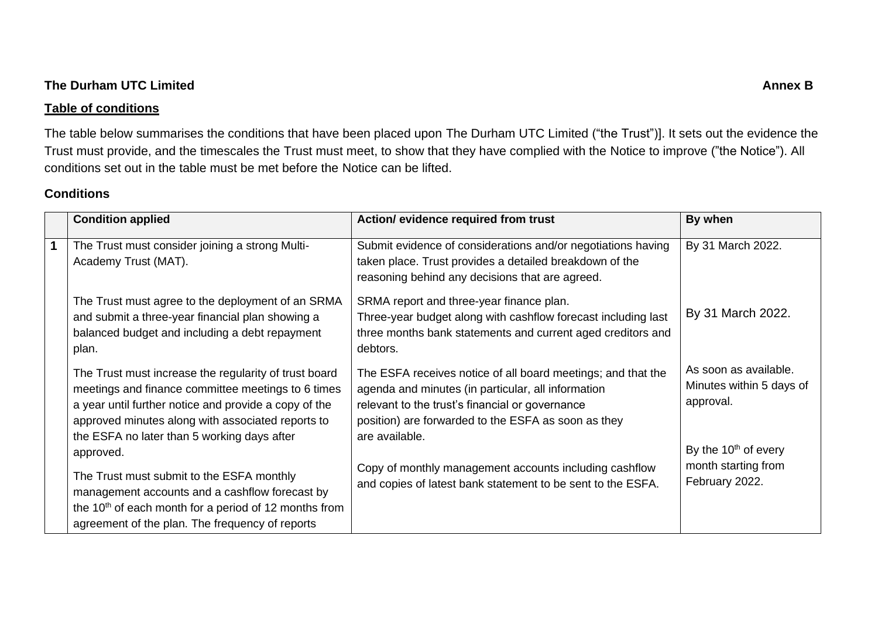**The Durham UTC Limited** **Annex B**

**Table of conditions**

The table below summarises the conditions that have been placed upon The Durham UTC Limited ("the Trust")]. It sets out the evidence the Trust must provide, and the timescales the Trust must meet, to show that they have complied with the Notice to improve ("the Notice"). All conditions set out in the table must be met before the Notice can be lifted.

**Conditions**

| | Condition applied | Action/ evidence required from trust | By when |
|---|---|---|---|
| **1** | The Trust must consider joining a strong Multi-Academy Trust (MAT).<br><br>The Trust must agree to the deployment of an SRMA and submit a three-year financial plan showing a balanced budget and including a debt repayment plan.<br><br>The Trust must increase the regularity of trust board meetings and finance committee meetings to 6 times a year until further notice and provide a copy of the approved minutes along with associated reports to the ESFA no later than 5 working days after approved.<br><br>The Trust must submit to the ESFA monthly management accounts and a cashflow forecast by the 10th of each month for a period of 12 months from agreement of the plan. The frequency of reports | Submit evidence of considerations and/or negotiations having taken place. Trust provides a detailed breakdown of the reasoning behind any decisions that are agreed.<br><br>SRMA report and three-year finance plan.<br>Three-year budget along with cashflow forecast including last three months bank statements and current aged creditors and debtors.<br><br>The ESFA receives notice of all board meetings; and that the agenda and minutes (in particular, all information relevant to the trust's financial or governance position) are forwarded to the ESFA as soon as they are available.<br><br>Copy of monthly management accounts including cashflow and copies of latest bank statement to be sent to the ESFA. | By 31 March 2022.<br><br>By 31 March 2022.<br><br>As soon as available. Minutes within 5 days of approval.<br><br>By the 10th of every month starting from February 2022. |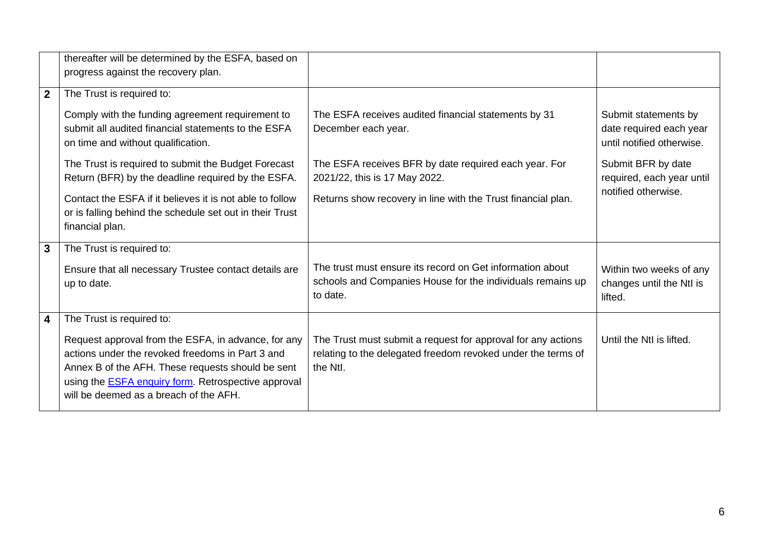| | | | |
|---|---|---|---|
| | thereafter will be determined by the ESFA, based on progress against the recovery plan. | | |
| **2** | The Trust is required to:<br><br>Comply with the funding agreement requirement to submit all audited financial statements to the ESFA on time and without qualification.<br><br>The Trust is required to submit the Budget Forecast Return (BFR) by the deadline required by the ESFA.<br><br>Contact the ESFA if it believes it is not able to follow or is falling behind the schedule set out in their Trust financial plan. | The ESFA receives audited financial statements by 31 December each year.<br><br>The ESFA receives BFR by date required each year. For 2021/22, this is 17 May 2022.<br><br>Returns show recovery in line with the Trust financial plan. | Submit statements by date required each year until notified otherwise.<br><br>Submit BFR by date required, each year until notified otherwise. |
| **3** | The Trust is required to:<br><br>Ensure that all necessary Trustee contact details are up to date. | The trust must ensure its record on Get information about schools and Companies House for the individuals remains up to date. | Within two weeks of any changes until the NtI is lifted. |
| **4** | The Trust is required to:<br><br>Request approval from the ESFA, in advance, for any actions under the revoked freedoms in Part 3 and Annex B of the AFH. These requests should be sent using the ESFA enquiry form. Retrospective approval will be deemed as a breach of the AFH. | The Trust must submit a request for approval for any actions relating to the delegated freedom revoked under the terms of the NtI. | Until the NtI is lifted. |